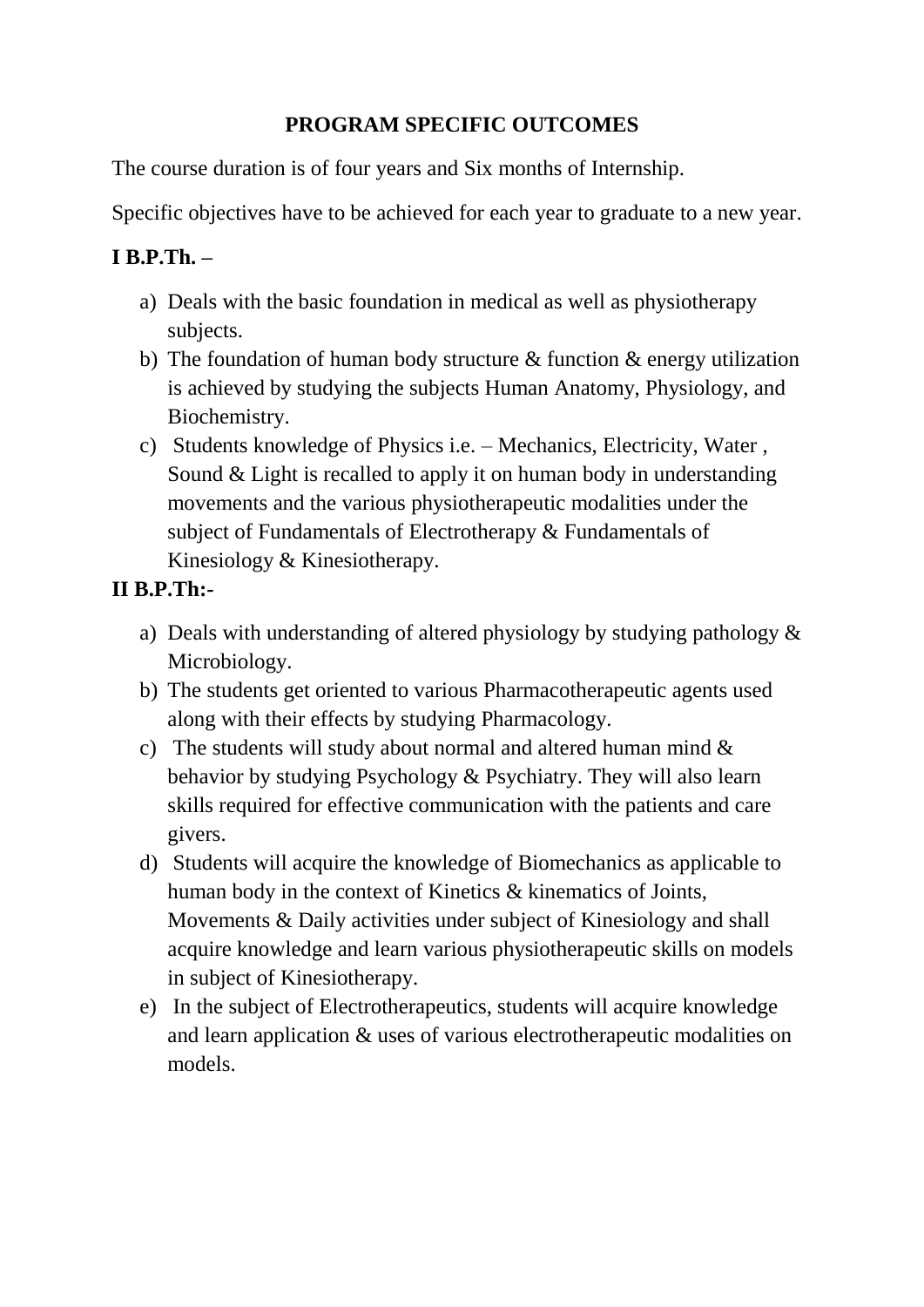# PROGRAM SPECIFIC OUTCOMES

The course duration is of four years and Six months of Internship.

Specific objectives have to be achieved for each year to graduate to a new year.

**I B.P.Th. –**

a) Deals with the basic foundation in medical as well as physiotherapy subjects.
b) The foundation of human body structure & function & energy utilization is achieved by studying the subjects Human Anatomy, Physiology, and Biochemistry.
c) Students knowledge of Physics i.e. – Mechanics, Electricity, Water , Sound & Light is recalled to apply it on human body in understanding movements and the various physiotherapeutic modalities under the subject of Fundamentals of Electrotherapy & Fundamentals of Kinesiology & Kinesiotherapy.

**II B.P.Th:-**

a) Deals with understanding of altered physiology by studying pathology & Microbiology.
b) The students get oriented to various Pharmacotherapeutic agents used along with their effects by studying Pharmacology.
c) The students will study about normal and altered human mind & behavior by studying Psychology & Psychiatry. They will also learn skills required for effective communication with the patients and care givers.
d) Students will acquire the knowledge of Biomechanics as applicable to human body in the context of Kinetics & kinematics of Joints, Movements & Daily activities under subject of Kinesiology and shall acquire knowledge and learn various physiotherapeutic skills on models in subject of Kinesiotherapy.
e) In the subject of Electrotherapeutics, students will acquire knowledge and learn application & uses of various electrotherapeutic modalities on models.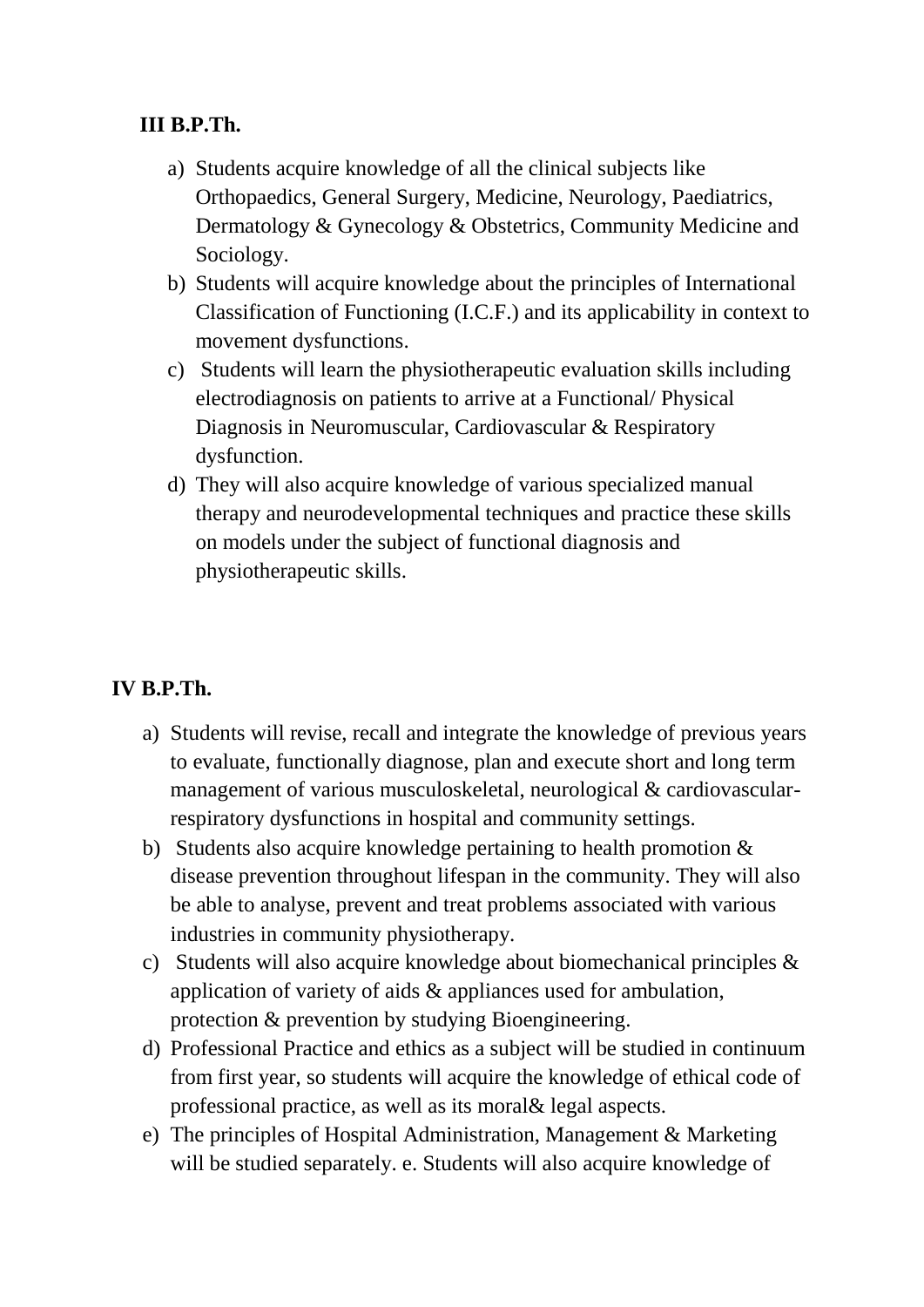**III B.P.Th.**

a) Students acquire knowledge of all the clinical subjects like Orthopaedics, General Surgery, Medicine, Neurology, Paediatrics, Dermatology & Gynecology & Obstetrics, Community Medicine and Sociology.
b) Students will acquire knowledge about the principles of International Classification of Functioning (I.C.F.) and its applicability in context to movement dysfunctions.
c) Students will learn the physiotherapeutic evaluation skills including electrodiagnosis on patients to arrive at a Functional/ Physical Diagnosis in Neuromuscular, Cardiovascular & Respiratory dysfunction.
d) They will also acquire knowledge of various specialized manual therapy and neurodevelopmental techniques and practice these skills on models under the subject of functional diagnosis and physiotherapeutic skills.

**IV B.P.Th.**

a) Students will revise, recall and integrate the knowledge of previous years to evaluate, functionally diagnose, plan and execute short and long term management of various musculoskeletal, neurological & cardiovascular-respiratory dysfunctions in hospital and community settings.
b) Students also acquire knowledge pertaining to health promotion & disease prevention throughout lifespan in the community. They will also be able to analyse, prevent and treat problems associated with various industries in community physiotherapy.
c) Students will also acquire knowledge about biomechanical principles & application of variety of aids & appliances used for ambulation, protection & prevention by studying Bioengineering.
d) Professional Practice and ethics as a subject will be studied in continuum from first year, so students will acquire the knowledge of ethical code of professional practice, as well as its moral& legal aspects.
e) The principles of Hospital Administration, Management & Marketing will be studied separately. e. Students will also acquire knowledge of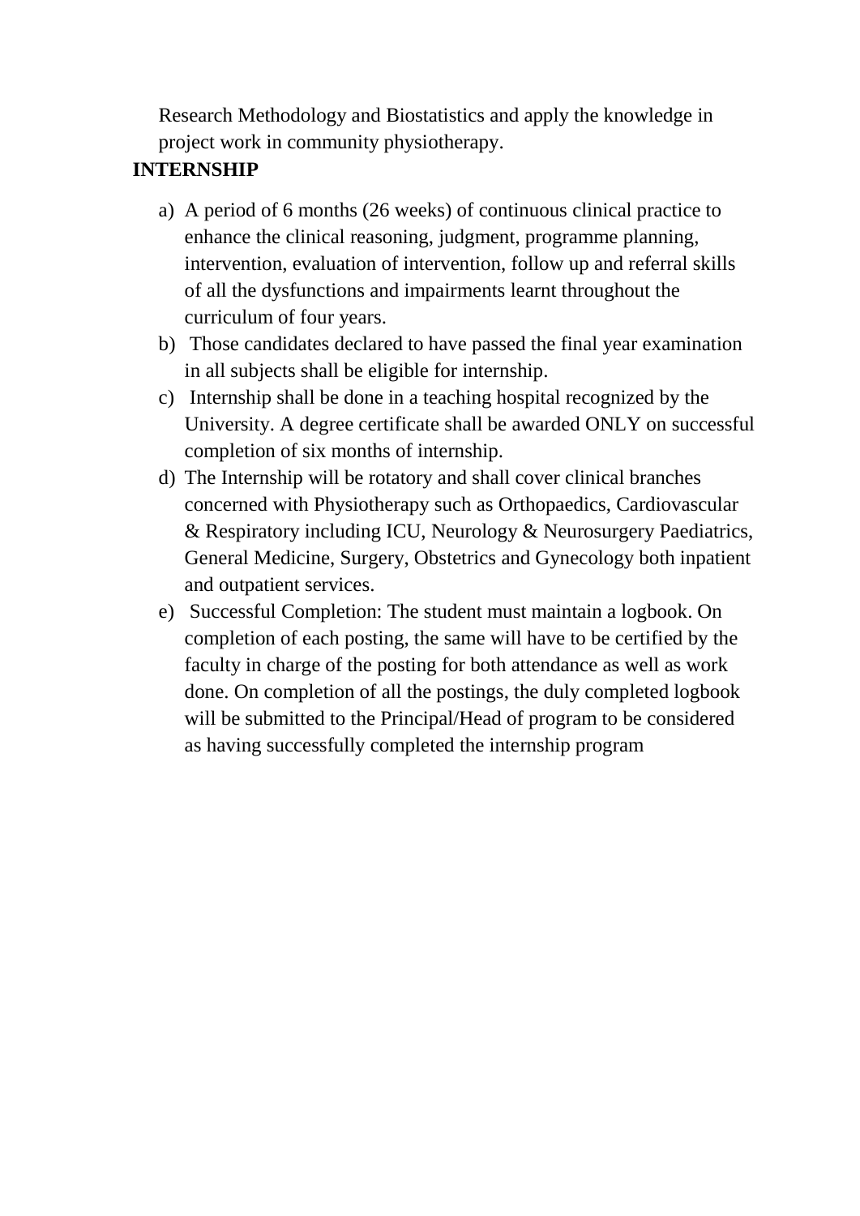Research Methodology and Biostatistics and apply the knowledge in project work in community physiotherapy.

**INTERNSHIP**

a) A period of 6 months (26 weeks) of continuous clinical practice to enhance the clinical reasoning, judgment, programme planning, intervention, evaluation of intervention, follow up and referral skills of all the dysfunctions and impairments learnt throughout the curriculum of four years.
b) Those candidates declared to have passed the final year examination in all subjects shall be eligible for internship.
c) Internship shall be done in a teaching hospital recognized by the University. A degree certificate shall be awarded ONLY on successful completion of six months of internship.
d) The Internship will be rotatory and shall cover clinical branches concerned with Physiotherapy such as Orthopaedics, Cardiovascular & Respiratory including ICU, Neurology & Neurosurgery Paediatrics, General Medicine, Surgery, Obstetrics and Gynecology both inpatient and outpatient services.
e) Successful Completion: The student must maintain a logbook. On completion of each posting, the same will have to be certified by the faculty in charge of the posting for both attendance as well as work done. On completion of all the postings, the duly completed logbook will be submitted to the Principal/Head of program to be considered as having successfully completed the internship program